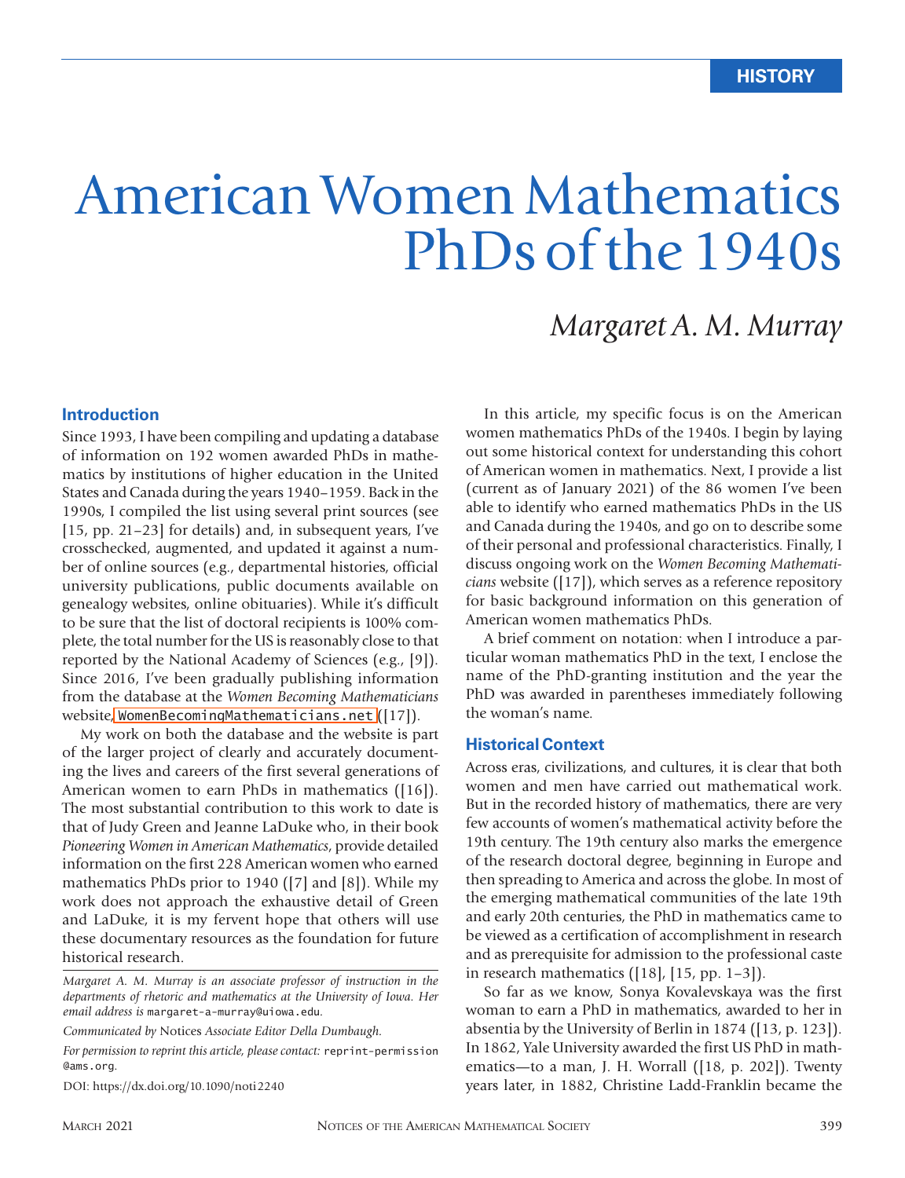HISTORY

# American Women Mathematics PhDs of the 1940s

## *Margaret A. M. Murray*

### Introduction

Since 1993, I have been compiling and updating a database of information on 192 women awarded PhDs in mathematics by institutions of higher education in the United States and Canada during the years 1940–1959. Back in the 1990s, I compiled the list using several print sources (see [15, pp. 21–23] for details) and, in subsequent years, I've crosschecked, augmented, and updated it against a number of online sources (e.g., departmental histories, official university publications, public documents available on genealogy websites, online obituaries). While it's difficult to be sure that the list of doctoral recipients is 100% complete, the total number for the US is reasonably close to that reported by the National Academy of Sciences (e.g., [9]). Since 2016, I've been gradually publishing information from the database at the *Women Becoming Mathematicians* website, WomenBecomingMathematicians.net ([17]).

My work on both the database and the website is part of the larger project of clearly and accurately documenting the lives and careers of the first several generations of American women to earn PhDs in mathematics ([16]). The most substantial contribution to this work to date is that of Judy Green and Jeanne LaDuke who, in their book *Pioneering Women in American Mathematics*, provide detailed information on the first 228 American women who earned mathematics PhDs prior to 1940 ([7] and [8]). While my work does not approach the exhaustive detail of Green and LaDuke, it is my fervent hope that others will use these documentary resources as the foundation for future historical research.

*Margaret A. M. Murray is an associate professor of instruction in the departments of rhetoric and mathematics at the University of Iowa. Her email address is* margaret-a-murray@uiowa.edu.

*Communicated by* Notices *Associate Editor Della Dumbaugh.*

*For permission to reprint this article, please contact:* reprint-permission@ams.org.

DOI: https://dx.doi.org/10.1090/noti2240

In this article, my specific focus is on the American women mathematics PhDs of the 1940s. I begin by laying out some historical context for understanding this cohort of American women in mathematics. Next, I provide a list (current as of January 2021) of the 86 women I've been able to identify who earned mathematics PhDs in the US and Canada during the 1940s, and go on to describe some of their personal and professional characteristics. Finally, I discuss ongoing work on the *Women Becoming Mathematicians* website ([17]), which serves as a reference repository for basic background information on this generation of American women mathematics PhDs.

A brief comment on notation: when I introduce a particular woman mathematics PhD in the text, I enclose the name of the PhD-granting institution and the year the PhD was awarded in parentheses immediately following the woman's name.

### Historical Context

Across eras, civilizations, and cultures, it is clear that both women and men have carried out mathematical work. But in the recorded history of mathematics, there are very few accounts of women's mathematical activity before the 19th century. The 19th century also marks the emergence of the research doctoral degree, beginning in Europe and then spreading to America and across the globe. In most of the emerging mathematical communities of the late 19th and early 20th centuries, the PhD in mathematics came to be viewed as a certification of accomplishment in research and as prerequisite for admission to the professional caste in research mathematics ([18], [15, pp. 1–3]).

So far as we know, Sonya Kovalevskaya was the first woman to earn a PhD in mathematics, awarded to her in absentia by the University of Berlin in 1874 ([13, p. 123]). In 1862, Yale University awarded the first US PhD in mathematics—to a man, J. H. Worrall ([18, p. 202]). Twenty years later, in 1882, Christine Ladd-Franklin became the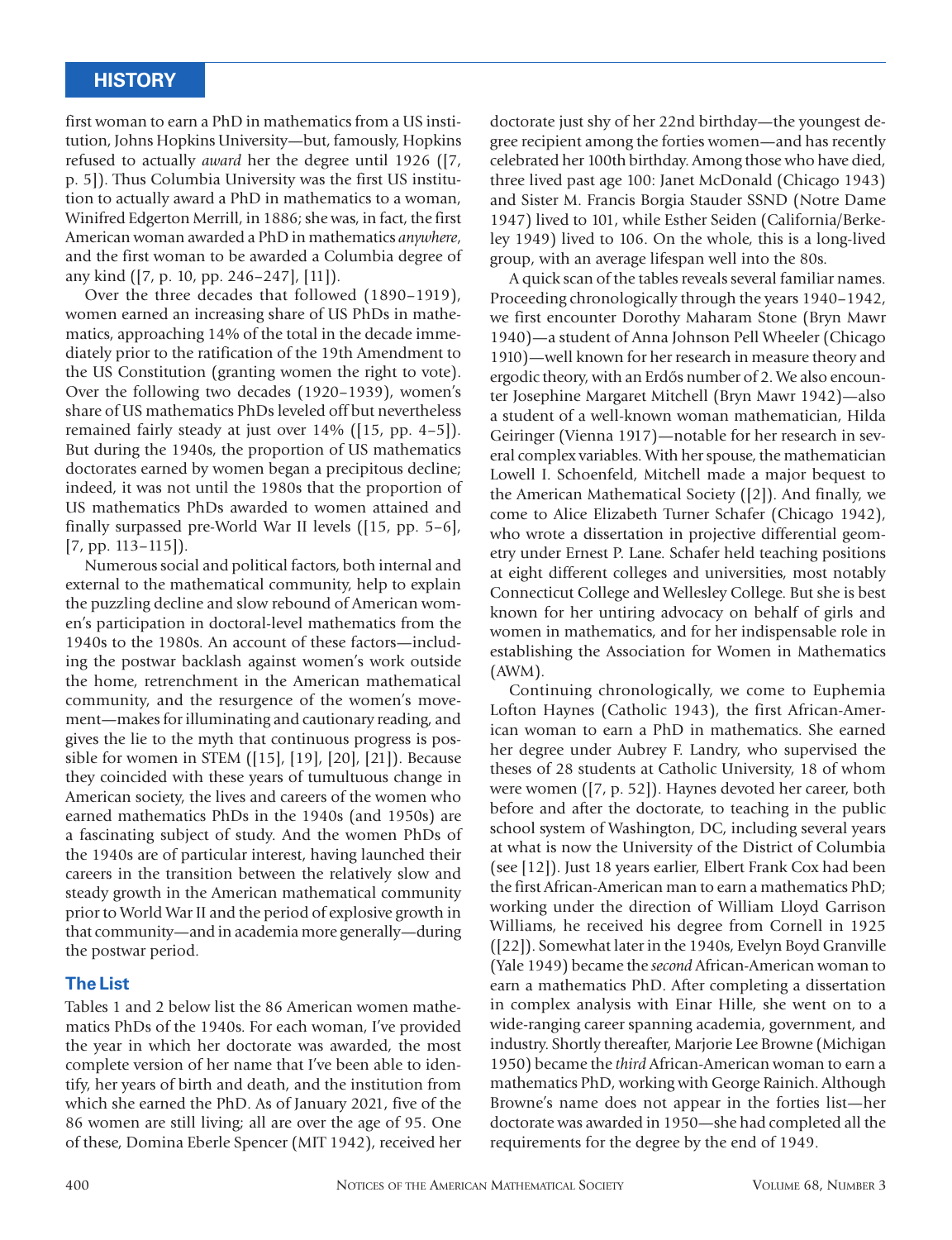first woman to earn a PhD in mathematics from a US institution, Johns Hopkins University—but, famously, Hopkins refused to actually *award* her the degree until 1926 ([7, p. 5]). Thus Columbia University was the first US institution to actually award a PhD in mathematics to a woman, Winifred Edgerton Merrill, in 1886; she was, in fact, the first American woman awarded a PhD in mathematics *anywhere*, and the first woman to be awarded a Columbia degree of any kind ([7, p. 10, pp. 246–247], [11]).

Over the three decades that followed (1890–1919), women earned an increasing share of US PhDs in mathematics, approaching 14% of the total in the decade immediately prior to the ratification of the 19th Amendment to the US Constitution (granting women the right to vote). Over the following two decades (1920–1939), women's share of US mathematics PhDs leveled off but nevertheless remained fairly steady at just over 14% ([15, pp. 4–5]). But during the 1940s, the proportion of US mathematics doctorates earned by women began a precipitous decline; indeed, it was not until the 1980s that the proportion of US mathematics PhDs awarded to women attained and finally surpassed pre-World War II levels ([15, pp. 5–6], [7, pp. 113–115]).

Numerous social and political factors, both internal and external to the mathematical community, help to explain the puzzling decline and slow rebound of American women's participation in doctoral-level mathematics from the 1940s to the 1980s. An account of these factors—including the postwar backlash against women's work outside the home, retrenchment in the American mathematical community, and the resurgence of the women's movement—makes for illuminating and cautionary reading, and gives the lie to the myth that continuous progress is possible for women in STEM ([15], [19], [20], [21]). Because they coincided with these years of tumultuous change in American society, the lives and careers of the women who earned mathematics PhDs in the 1940s (and 1950s) are a fascinating subject of study. And the women PhDs of the 1940s are of particular interest, having launched their careers in the transition between the relatively slow and steady growth in the American mathematical community prior to World War II and the period of explosive growth in that community—and in academia more generally—during the postwar period.

## The List

Tables 1 and 2 below list the 86 American women mathematics PhDs of the 1940s. For each woman, I've provided the year in which her doctorate was awarded, the most complete version of her name that I've been able to identify, her years of birth and death, and the institution from which she earned the PhD. As of January 2021, five of the 86 women are still living; all are over the age of 95. One of these, Domina Eberle Spencer (MIT 1942), received her doctorate just shy of her 22nd birthday—the youngest degree recipient among the forties women—and has recently celebrated her 100th birthday. Among those who have died, three lived past age 100: Janet McDonald (Chicago 1943) and Sister M. Francis Borgia Stauder SSND (Notre Dame 1947) lived to 101, while Esther Seiden (California/Berkeley 1949) lived to 106. On the whole, this is a long-lived group, with an average lifespan well into the 80s.

A quick scan of the tables reveals several familiar names. Proceeding chronologically through the years 1940–1942, we first encounter Dorothy Maharam Stone (Bryn Mawr 1940)—a student of Anna Johnson Pell Wheeler (Chicago 1910)—well known for her research in measure theory and ergodic theory, with an Erdős number of 2. We also encounter Josephine Margaret Mitchell (Bryn Mawr 1942)—also a student of a well-known woman mathematician, Hilda Geiringer (Vienna 1917)—notable for her research in several complex variables. With her spouse, the mathematician Lowell I. Schoenfeld, Mitchell made a major bequest to the American Mathematical Society ([2]). And finally, we come to Alice Elizabeth Turner Schafer (Chicago 1942), who wrote a dissertation in projective differential geometry under Ernest P. Lane. Schafer held teaching positions at eight different colleges and universities, most notably Connecticut College and Wellesley College. But she is best known for her untiring advocacy on behalf of girls and women in mathematics, and for her indispensable role in establishing the Association for Women in Mathematics (AWM).

Continuing chronologically, we come to Euphemia Lofton Haynes (Catholic 1943), the first African-American woman to earn a PhD in mathematics. She earned her degree under Aubrey F. Landry, who supervised the theses of 28 students at Catholic University, 18 of whom were women ([7, p. 52]). Haynes devoted her career, both before and after the doctorate, to teaching in the public school system of Washington, DC, including several years at what is now the University of the District of Columbia (see [12]). Just 18 years earlier, Elbert Frank Cox had been the first African-American man to earn a mathematics PhD; working under the direction of William Lloyd Garrison Williams, he received his degree from Cornell in 1925 ([22]). Somewhat later in the 1940s, Evelyn Boyd Granville (Yale 1949) became the *second* African-American woman to earn a mathematics PhD. After completing a dissertation in complex analysis with Einar Hille, she went on to a wide-ranging career spanning academia, government, and industry. Shortly thereafter, Marjorie Lee Browne (Michigan 1950) became the *third* African-American woman to earn a mathematics PhD, working with George Rainich. Although Browne's name does not appear in the forties list—her doctorate was awarded in 1950—she had completed all the requirements for the degree by the end of 1949.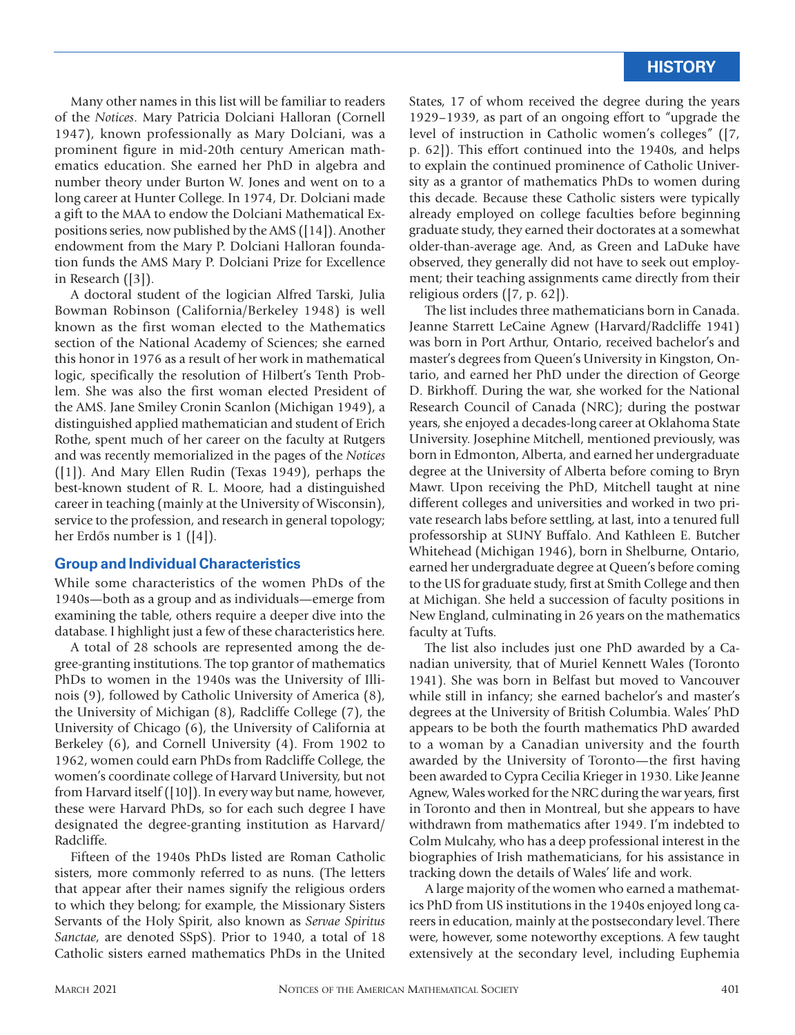Many other names in this list will be familiar to readers of the *Notices*. Mary Patricia Dolciani Halloran (Cornell 1947), known professionally as Mary Dolciani, was a prominent figure in mid-20th century American mathematics education. She earned her PhD in algebra and number theory under Burton W. Jones and went on to a long career at Hunter College. In 1974, Dr. Dolciani made a gift to the MAA to endow the Dolciani Mathematical Expositions series, now published by the AMS ([14]). Another endowment from the Mary P. Dolciani Halloran foundation funds the AMS Mary P. Dolciani Prize for Excellence in Research ([3]).

A doctoral student of the logician Alfred Tarski, Julia Bowman Robinson (California/Berkeley 1948) is well known as the first woman elected to the Mathematics section of the National Academy of Sciences; she earned this honor in 1976 as a result of her work in mathematical logic, specifically the resolution of Hilbert's Tenth Problem. She was also the first woman elected President of the AMS. Jane Smiley Cronin Scanlon (Michigan 1949), a distinguished applied mathematician and student of Erich Rothe, spent much of her career on the faculty at Rutgers and was recently memorialized in the pages of the *Notices* ([1]). And Mary Ellen Rudin (Texas 1949), perhaps the best-known student of R. L. Moore, had a distinguished career in teaching (mainly at the University of Wisconsin), service to the profession, and research in general topology; her Erdős number is 1 ([4]).

## Group and Individual Characteristics

While some characteristics of the women PhDs of the 1940s—both as a group and as individuals—emerge from examining the table, others require a deeper dive into the database. I highlight just a few of these characteristics here.

A total of 28 schools are represented among the degree-granting institutions. The top grantor of mathematics PhDs to women in the 1940s was the University of Illinois (9), followed by Catholic University of America (8), the University of Michigan (8), Radcliffe College (7), the University of Chicago (6), the University of California at Berkeley (6), and Cornell University (4). From 1902 to 1962, women could earn PhDs from Radcliffe College, the women's coordinate college of Harvard University, but not from Harvard itself ([10]). In every way but name, however, these were Harvard PhDs, so for each such degree I have designated the degree-granting institution as Harvard/Radcliffe.

Fifteen of the 1940s PhDs listed are Roman Catholic sisters, more commonly referred to as nuns. (The letters that appear after their names signify the religious orders to which they belong; for example, the Missionary Sisters Servants of the Holy Spirit, also known as *Servae Spiritus Sanctae*, are denoted SSpS). Prior to 1940, a total of 18 Catholic sisters earned mathematics PhDs in the United States, 17 of whom received the degree during the years 1929–1939, as part of an ongoing effort to "upgrade the level of instruction in Catholic women's colleges" ([7, p. 62]). This effort continued into the 1940s, and helps to explain the continued prominence of Catholic University as a grantor of mathematics PhDs to women during this decade. Because these Catholic sisters were typically already employed on college faculties before beginning graduate study, they earned their doctorates at a somewhat older-than-average age. And, as Green and LaDuke have observed, they generally did not have to seek out employment; their teaching assignments came directly from their religious orders ([7, p. 62]).

The list includes three mathematicians born in Canada. Jeanne Starrett LeCaine Agnew (Harvard/Radcliffe 1941) was born in Port Arthur, Ontario, received bachelor's and master's degrees from Queen's University in Kingston, Ontario, and earned her PhD under the direction of George D. Birkhoff. During the war, she worked for the National Research Council of Canada (NRC); during the postwar years, she enjoyed a decades-long career at Oklahoma State University. Josephine Mitchell, mentioned previously, was born in Edmonton, Alberta, and earned her undergraduate degree at the University of Alberta before coming to Bryn Mawr. Upon receiving the PhD, Mitchell taught at nine different colleges and universities and worked in two private research labs before settling, at last, into a tenured full professorship at SUNY Buffalo. And Kathleen E. Butcher Whitehead (Michigan 1946), born in Shelburne, Ontario, earned her undergraduate degree at Queen's before coming to the US for graduate study, first at Smith College and then at Michigan. She held a succession of faculty positions in New England, culminating in 26 years on the mathematics faculty at Tufts.

The list also includes just one PhD awarded by a Canadian university, that of Muriel Kennett Wales (Toronto 1941). She was born in Belfast but moved to Vancouver while still in infancy; she earned bachelor's and master's degrees at the University of British Columbia. Wales' PhD appears to be both the fourth mathematics PhD awarded to a woman by a Canadian university and the fourth awarded by the University of Toronto—the first having been awarded to Cypra Cecilia Krieger in 1930. Like Jeanne Agnew, Wales worked for the NRC during the war years, first in Toronto and then in Montreal, but she appears to have withdrawn from mathematics after 1949. I'm indebted to Colm Mulcahy, who has a deep professional interest in the biographies of Irish mathematicians, for his assistance in tracking down the details of Wales' life and work.

A large majority of the women who earned a mathematics PhD from US institutions in the 1940s enjoyed long careers in education, mainly at the postsecondary level. There were, however, some noteworthy exceptions. A few taught extensively at the secondary level, including Euphemia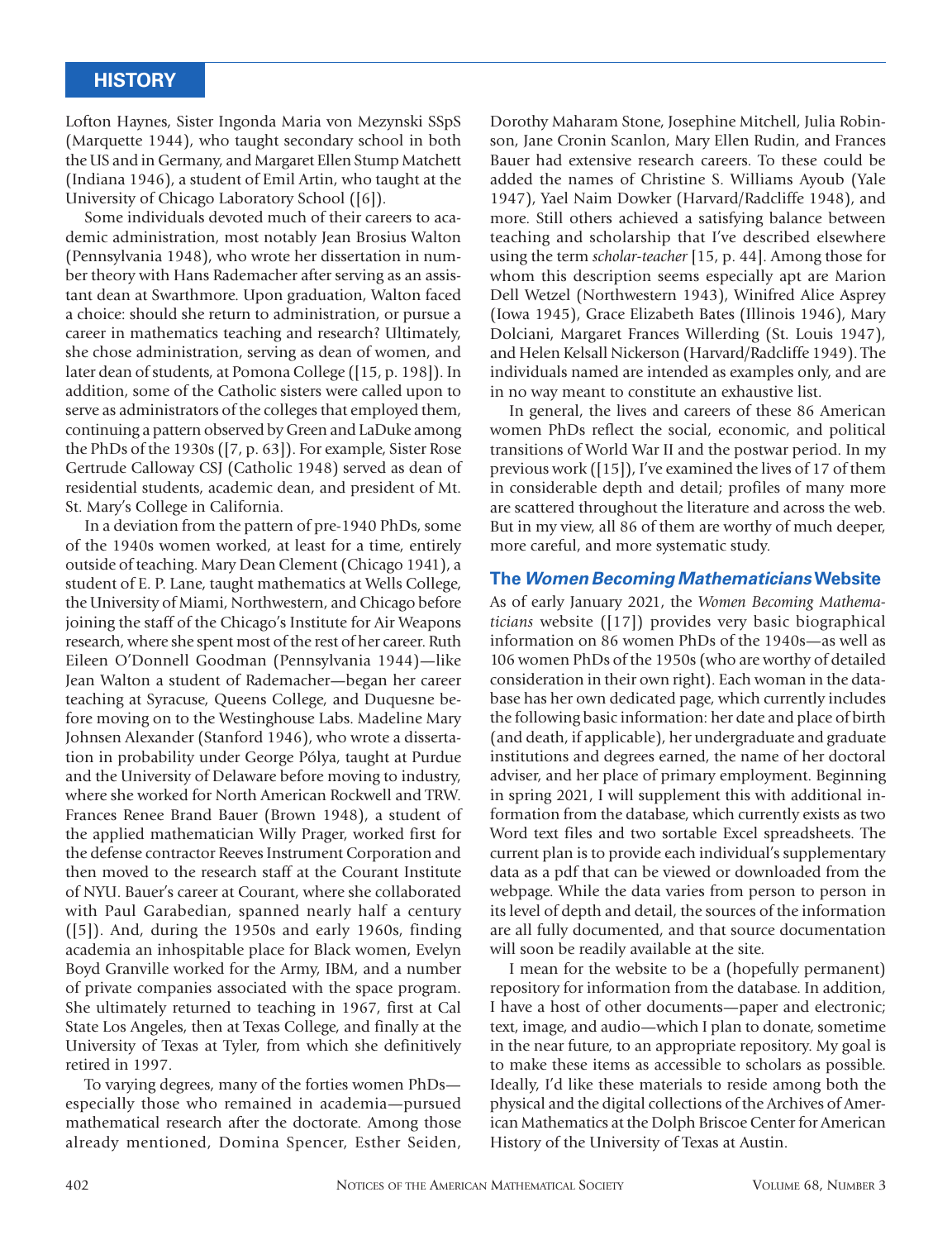Lofton Haynes, Sister Ingonda Maria von Mezynski SSpS (Marquette 1944), who taught secondary school in both the US and in Germany, and Margaret Ellen Stump Matchett (Indiana 1946), a student of Emil Artin, who taught at the University of Chicago Laboratory School ([6]).

Some individuals devoted much of their careers to academic administration, most notably Jean Brosius Walton (Pennsylvania 1948), who wrote her dissertation in number theory with Hans Rademacher after serving as an assistant dean at Swarthmore. Upon graduation, Walton faced a choice: should she return to administration, or pursue a career in mathematics teaching and research? Ultimately, she chose administration, serving as dean of women, and later dean of students, at Pomona College ([15, p. 198]). In addition, some of the Catholic sisters were called upon to serve as administrators of the colleges that employed them, continuing a pattern observed by Green and LaDuke among the PhDs of the 1930s ([7, p. 63]). For example, Sister Rose Gertrude Calloway CSJ (Catholic 1948) served as dean of residential students, academic dean, and president of Mt. St. Mary's College in California.

In a deviation from the pattern of pre-1940 PhDs, some of the 1940s women worked, at least for a time, entirely outside of teaching. Mary Dean Clement (Chicago 1941), a student of E. P. Lane, taught mathematics at Wells College, the University of Miami, Northwestern, and Chicago before joining the staff of the Chicago's Institute for Air Weapons research, where she spent most of the rest of her career. Ruth Eileen O'Donnell Goodman (Pennsylvania 1944)—like Jean Walton a student of Rademacher—began her career teaching at Syracuse, Queens College, and Duquesne before moving on to the Westinghouse Labs. Madeline Mary Johnsen Alexander (Stanford 1946), who wrote a dissertation in probability under George Pólya, taught at Purdue and the University of Delaware before moving to industry, where she worked for North American Rockwell and TRW. Frances Renee Brand Bauer (Brown 1948), a student of the applied mathematician Willy Prager, worked first for the defense contractor Reeves Instrument Corporation and then moved to the research staff at the Courant Institute of NYU. Bauer's career at Courant, where she collaborated with Paul Garabedian, spanned nearly half a century ([5]). And, during the 1950s and early 1960s, finding academia an inhospitable place for Black women, Evelyn Boyd Granville worked for the Army, IBM, and a number of private companies associated with the space program. She ultimately returned to teaching in 1967, first at Cal State Los Angeles, then at Texas College, and finally at the University of Texas at Tyler, from which she definitively retired in 1997.

To varying degrees, many of the forties women PhDs—especially those who remained in academia—pursued mathematical research after the doctorate. Among those already mentioned, Domina Spencer, Esther Seiden, Dorothy Maharam Stone, Josephine Mitchell, Julia Robinson, Jane Cronin Scanlon, Mary Ellen Rudin, and Frances Bauer had extensive research careers. To these could be added the names of Christine S. Williams Ayoub (Yale 1947), Yael Naim Dowker (Harvard/Radcliffe 1948), and more. Still others achieved a satisfying balance between teaching and scholarship that I've described elsewhere using the term *scholar-teacher* [15, p. 44]. Among those for whom this description seems especially apt are Marion Dell Wetzel (Northwestern 1943), Winifred Alice Asprey (Iowa 1945), Grace Elizabeth Bates (Illinois 1946), Mary Dolciani, Margaret Frances Willerding (St. Louis 1947), and Helen Kelsall Nickerson (Harvard/Radcliffe 1949). The individuals named are intended as examples only, and are in no way meant to constitute an exhaustive list.

In general, the lives and careers of these 86 American women PhDs reflect the social, economic, and political transitions of World War II and the postwar period. In my previous work ([15]), I've examined the lives of 17 of them in considerable depth and detail; profiles of many more are scattered throughout the literature and across the web. But in my view, all 86 of them are worthy of much deeper, more careful, and more systematic study.

## The *Women Becoming Mathematicians* Website

As of early January 2021, the *Women Becoming Mathematicians* website ([17]) provides very basic biographical information on 86 women PhDs of the 1940s—as well as 106 women PhDs of the 1950s (who are worthy of detailed consideration in their own right). Each woman in the database has her own dedicated page, which currently includes the following basic information: her date and place of birth (and death, if applicable), her undergraduate and graduate institutions and degrees earned, the name of her doctoral adviser, and her place of primary employment. Beginning in spring 2021, I will supplement this with additional information from the database, which currently exists as two Word text files and two sortable Excel spreadsheets. The current plan is to provide each individual's supplementary data as a pdf that can be viewed or downloaded from the webpage. While the data varies from person to person in its level of depth and detail, the sources of the information are all fully documented, and that source documentation will soon be readily available at the site.

I mean for the website to be a (hopefully permanent) repository for information from the database. In addition, I have a host of other documents—paper and electronic; text, image, and audio—which I plan to donate, sometime in the near future, to an appropriate repository. My goal is to make these items as accessible to scholars as possible. Ideally, I'd like these materials to reside among both the physical and the digital collections of the Archives of American Mathematics at the Dolph Briscoe Center for American History of the University of Texas at Austin.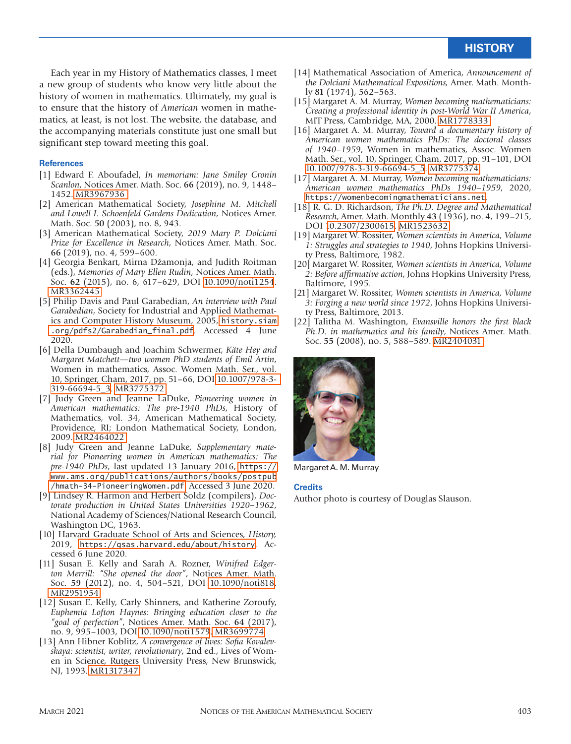Each year in my History of Mathematics classes, I meet a new group of students who know very little about the history of women in mathematics. Ultimately, my goal is to ensure that the history of *American* women in mathematics, at least, is not lost. The website, the database, and the accompanying materials constitute just one small but significant step toward meeting this goal.

### References

[1] Edward F. Aboufadel, *In memoriam: Jane Smiley Cronin Scanlon*, Notices Amer. Math. Soc. **66** (2019), no. 9, 1448–1452. MR3967936

[2] American Mathematical Society, *Josephine M. Mitchell and Lowell I. Schoenfeld Gardens Dedication*, Notices Amer. Math. Soc. **50** (2003), no. 8, 943.

[3] American Mathematical Society, *2019 Mary P. Dolciani Prize for Excellence in Research*, Notices Amer. Math. Soc. **66** (2019), no. 4, 599–600.

[4] Georgia Benkart, Mirna Džamonja, and Judith Roitman (eds.), *Memories of Mary Ellen Rudin*, Notices Amer. Math. Soc. **62** (2015), no. 6, 617–629, DOI 10.1090/noti1254. MR3362445

[5] Philip Davis and Paul Garabedian, *An interview with Paul Garabedian*, Society for Industrial and Applied Mathematics and Computer History Museum, 2005, history.siam.org/pdfs2/Garabedian_final.pdf. Accessed 4 June 2020.

[6] Della Dumbaugh and Joachim Schwermer, *Käte Hey and Margaret Matchett—two women PhD students of Emil Artin*, Women in mathematics, Assoc. Women Math. Ser., vol. 10, Springer, Cham, 2017, pp. 51–66, DOI 10.1007/978-3-319-66694-5_3. MR3775372

[7] Judy Green and Jeanne LaDuke, *Pioneering women in American mathematics: The pre-1940 PhDs*, History of Mathematics, vol. 34, American Mathematical Society, Providence, RI; London Mathematical Society, London, 2009. MR2464022

[8] Judy Green and Jeanne LaDuke, *Supplementary material for Pioneering women in American mathematics: The pre-1940 PhDs*, last updated 13 January 2016, https://www.ams.org/publications/authors/books/postpub/hmath-34-PioneeringWomen.pdf. Accessed 3 June 2020.

[9] Lindsey R. Harmon and Herbert Soldz (compilers), *Doctorate production in United States Universities 1920–1962*, National Academy of Sciences/National Research Council, Washington DC, 1963.

[10] Harvard Graduate School of Arts and Sciences, *History*, 2019, https://gsas.harvard.edu/about/history. Accessed 6 June 2020.

[11] Susan E. Kelly and Sarah A. Rozner, *Winifred Edgerton Merrill: "She opened the door"*, Notices Amer. Math. Soc. **59** (2012), no. 4, 504–521, DOI 10.1090/noti818. MR2951954

[12] Susan E. Kelly, Carly Shinners, and Katherine Zoroufy, *Euphemia Lofton Haynes: Bringing education closer to the "goal of perfection"*, Notices Amer. Math. Soc. **64** (2017), no. 9, 995–1003, DOI 10.1090/noti1579. MR3699774

[13] Ann Hibner Koblitz, *A convergence of lives: Sofia Kovalevskaya: scientist, writer, revolutionary*, 2nd ed., Lives of Women in Science, Rutgers University Press, New Brunswick, NJ, 1993. MR1317347

[14] Mathematical Association of America, *Announcement of the Dolciani Mathematical Expositions*, Amer. Math. Monthly **81** (1974), 562–563.

[15] Margaret A. M. Murray, *Women becoming mathematicians: Creating a professional identity in post-World War II America*, MIT Press, Cambridge, MA, 2000. MR1778333

[16] Margaret A. M. Murray, *Toward a documentary history of American women mathematics PhDs: The doctoral classes of 1940–1959*, Women in mathematics, Assoc. Women Math. Ser., vol. 10, Springer, Cham, 2017, pp. 91–101, DOI 10.1007/978-3-319-66694-5_5. MR3775374

[17] Margaret A. M. Murray, *Women becoming mathematicians: American women mathematics PhDs 1940–1959*, 2020, https://womenbecomingmathematicians.net.

[18] R. G. D. Richardson, *The Ph.D. Degree and Mathematical Research*, Amer. Math. Monthly **43** (1936), no. 4, 199–215, DOI 10.2307/2300615. MR1523632

[19] Margaret W. Rossiter, *Women scientists in America, Volume 1: Struggles and strategies to 1940*, Johns Hopkins University Press, Baltimore, 1982.

[20] Margaret W. Rossiter, *Women scientists in America, Volume 2: Before affirmative action*, Johns Hopkins University Press, Baltimore, 1995.

[21] Margaret W. Rossiter, *Women scientists in America, Volume 3: Forging a new world since 1972*, Johns Hopkins University Press, Baltimore, 2013.

[22] Talitha M. Washington, *Evansville honors the first black Ph.D. in mathematics and his family*, Notices Amer. Math. Soc. **55** (2008), no. 5, 588–589. MR2404031

Margaret A. M. Murray

### Credits

Author photo is courtesy of Douglas Slauson.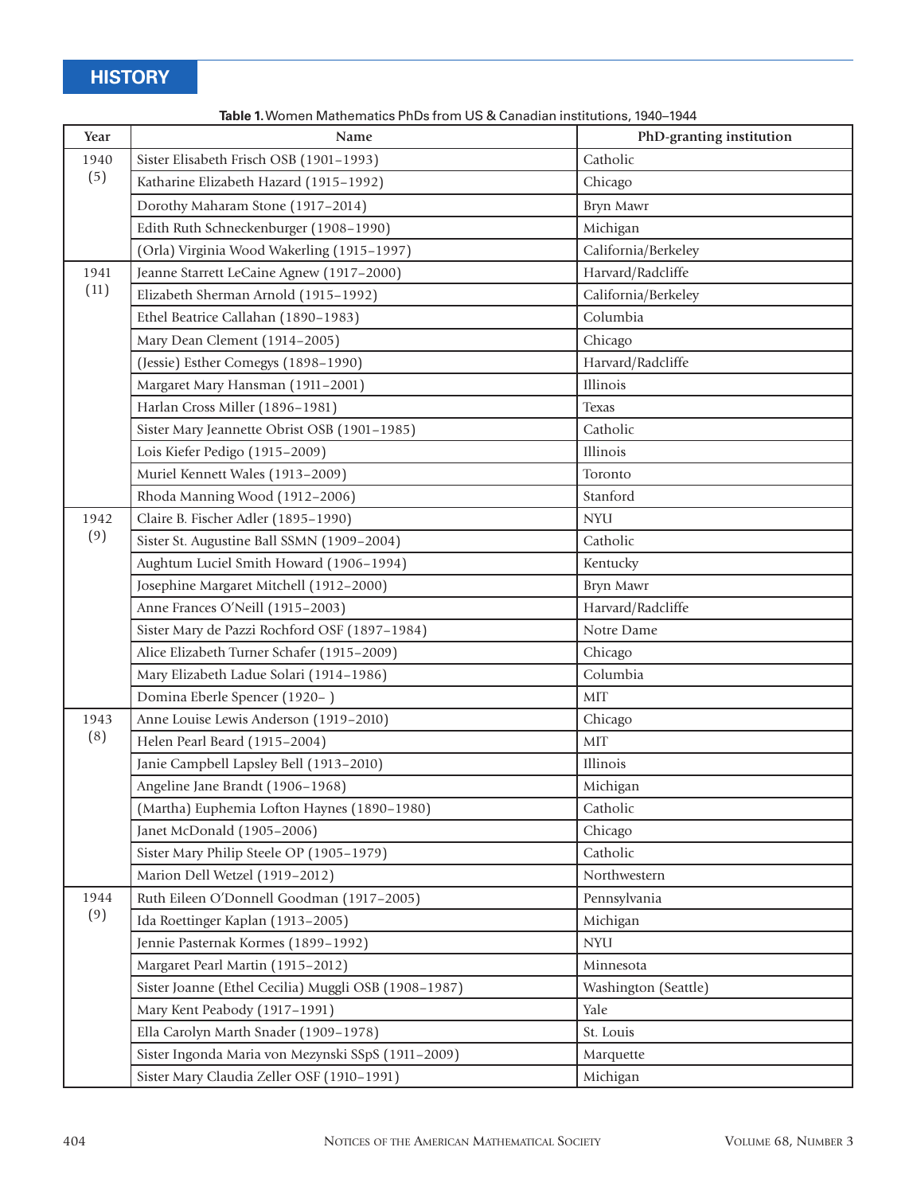**Table 1.** Women Mathematics PhDs from US & Canadian institutions, 1940–1944

| Year | Name | PhD-granting institution |
|---|---|---|
| 1940 (5) | Sister Elisabeth Frisch OSB (1901–1993) | Catholic |
| | Katharine Elizabeth Hazard (1915–1992) | Chicago |
| | Dorothy Maharam Stone (1917–2014) | Bryn Mawr |
| | Edith Ruth Schneckenburger (1908–1990) | Michigan |
| | (Orla) Virginia Wood Wakerling (1915–1997) | California/Berkeley |
| 1941 (11) | Jeanne Starrett LeCaine Agnew (1917–2000) | Harvard/Radcliffe |
| | Elizabeth Sherman Arnold (1915–1992) | California/Berkeley |
| | Ethel Beatrice Callahan (1890–1983) | Columbia |
| | Mary Dean Clement (1914–2005) | Chicago |
| | (Jessie) Esther Comegys (1898–1990) | Harvard/Radcliffe |
| | Margaret Mary Hansman (1911–2001) | Illinois |
| | Harlan Cross Miller (1896–1981) | Texas |
| | Sister Mary Jeannette Obrist OSB (1901–1985) | Catholic |
| | Lois Kiefer Pedigo (1915–2009) | Illinois |
| | Muriel Kennett Wales (1913–2009) | Toronto |
| | Rhoda Manning Wood (1912–2006) | Stanford |
| 1942 (9) | Claire B. Fischer Adler (1895–1990) | NYU |
| | Sister St. Augustine Ball SSMN (1909–2004) | Catholic |
| | Aughtum Luciel Smith Howard (1906–1994) | Kentucky |
| | Josephine Margaret Mitchell (1912–2000) | Bryn Mawr |
| | Anne Frances O'Neill (1915–2003) | Harvard/Radcliffe |
| | Sister Mary de Pazzi Rochford OSF (1897–1984) | Notre Dame |
| | Alice Elizabeth Turner Schafer (1915–2009) | Chicago |
| | Mary Elizabeth Ladue Solari (1914–1986) | Columbia |
| | Domina Eberle Spencer (1920– ) | MIT |
| 1943 (8) | Anne Louise Lewis Anderson (1919–2010) | Chicago |
| | Helen Pearl Beard (1915–2004) | MIT |
| | Janie Campbell Lapsley Bell (1913–2010) | Illinois |
| | Angeline Jane Brandt (1906–1968) | Michigan |
| | (Martha) Euphemia Lofton Haynes (1890–1980) | Catholic |
| | Janet McDonald (1905–2006) | Chicago |
| | Sister Mary Philip Steele OP (1905–1979) | Catholic |
| | Marion Dell Wetzel (1919–2012) | Northwestern |
| 1944 (9) | Ruth Eileen O'Donnell Goodman (1917–2005) | Pennsylvania |
| | Ida Roettinger Kaplan (1913–2005) | Michigan |
| | Jennie Pasternak Kormes (1899–1992) | NYU |
| | Margaret Pearl Martin (1915–2012) | Minnesota |
| | Sister Joanne (Ethel Cecilia) Muggli OSB (1908–1987) | Washington (Seattle) |
| | Mary Kent Peabody (1917–1991) | Yale |
| | Ella Carolyn Marth Snader (1909–1978) | St. Louis |
| | Sister Ingonda Maria von Mezynski SSpS (1911–2009) | Marquette |
| | Sister Mary Claudia Zeller OSF (1910–1991) | Michigan |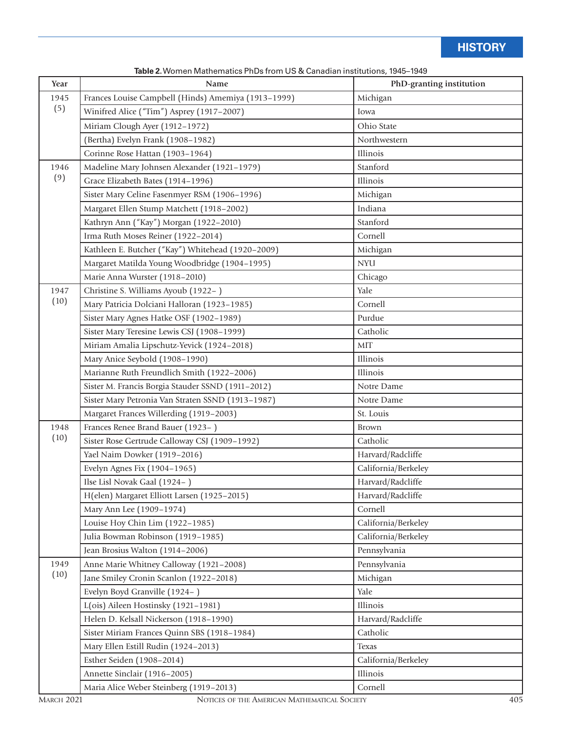**Table 2.** Women Mathematics PhDs from US & Canadian institutions, 1945–1949

| Year | Name | PhD-granting institution |
|---|---|---|
| 1945 (5) | Frances Louise Campbell (Hinds) Amemiya (1913–1999) | Michigan |
| | Winifred Alice ("Tim") Asprey (1917–2007) | Iowa |
| | Miriam Clough Ayer (1912–1972) | Ohio State |
| | (Bertha) Evelyn Frank (1908–1982) | Northwestern |
| | Corinne Rose Hattan (1903–1964) | Illinois |
| 1946 (9) | Madeline Mary Johnsen Alexander (1921–1979) | Stanford |
| | Grace Elizabeth Bates (1914–1996) | Illinois |
| | Sister Mary Celine Fasenmyer RSM (1906–1996) | Michigan |
| | Margaret Ellen Stump Matchett (1918–2002) | Indiana |
| | Kathryn Ann ("Kay") Morgan (1922–2010) | Stanford |
| | Irma Ruth Moses Reiner (1922–2014) | Cornell |
| | Kathleen E. Butcher ("Kay") Whitehead (1920–2009) | Michigan |
| | Margaret Matilda Young Woodbridge (1904–1995) | NYU |
| | Marie Anna Wurster (1918–2010) | Chicago |
| 1947 (10) | Christine S. Williams Ayoub (1922– ) | Yale |
| | Mary Patricia Dolciani Halloran (1923–1985) | Cornell |
| | Sister Mary Agnes Hatke OSF (1902–1989) | Purdue |
| | Sister Mary Teresine Lewis CSJ (1908–1999) | Catholic |
| | Miriam Amalia Lipschutz-Yevick (1924–2018) | MIT |
| | Mary Anice Seybold (1908–1990) | Illinois |
| | Marianne Ruth Freundlich Smith (1922–2006) | Illinois |
| | Sister M. Francis Borgia Stauder SSND (1911–2012) | Notre Dame |
| | Sister Mary Petronia Van Straten SSND (1913–1987) | Notre Dame |
| | Margaret Frances Willerding (1919–2003) | St. Louis |
| 1948 (10) | Frances Renee Brand Bauer (1923– ) | Brown |
| | Sister Rose Gertrude Calloway CSJ (1909–1992) | Catholic |
| | Yael Naim Dowker (1919–2016) | Harvard/Radcliffe |
| | Evelyn Agnes Fix (1904–1965) | California/Berkeley |
| | Ilse Lisl Novak Gaal (1924– ) | Harvard/Radcliffe |
| | H(elen) Margaret Elliott Larsen (1925–2015) | Harvard/Radcliffe |
| | Mary Ann Lee (1909–1974) | Cornell |
| | Louise Hoy Chin Lim (1922–1985) | California/Berkeley |
| | Julia Bowman Robinson (1919–1985) | California/Berkeley |
| | Jean Brosius Walton (1914–2006) | Pennsylvania |
| 1949 (10) | Anne Marie Whitney Calloway (1921–2008) | Pennsylvania |
| | Jane Smiley Cronin Scanlon (1922–2018) | Michigan |
| | Evelyn Boyd Granville (1924– ) | Yale |
| | L(ois) Aileen Hostinsky (1921–1981) | Illinois |
| | Helen D. Kelsall Nickerson (1918–1990) | Harvard/Radcliffe |
| | Sister Miriam Frances Quinn SBS (1918–1984) | Catholic |
| | Mary Ellen Estill Rudin (1924–2013) | Texas |
| | Esther Seiden (1908–2014) | California/Berkeley |
| | Annette Sinclair (1916–2005) | Illinois |
| | Maria Alice Weber Steinberg (1919–2013) | Cornell |